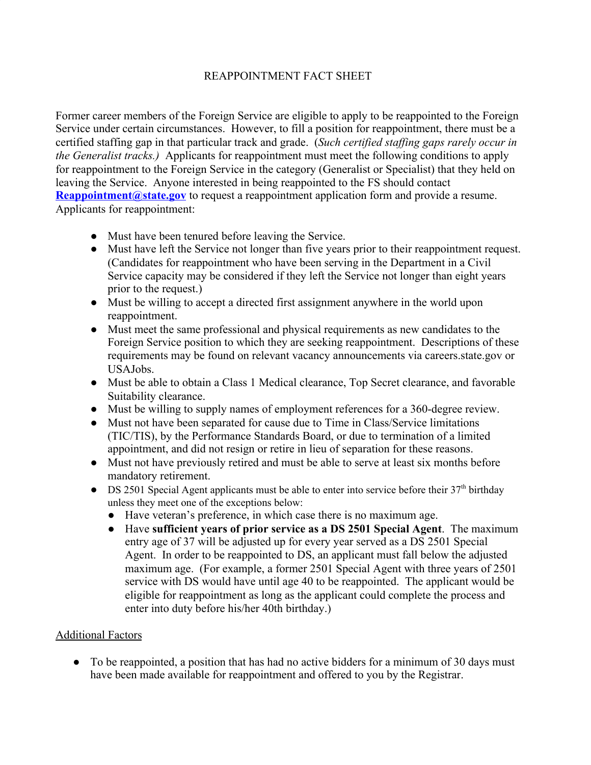# REAPPOINTMENT FACT SHEET

Former career members of the Foreign Service are eligible to apply to be reappointed to the Foreign Service under certain circumstances. However, to fill a position for reappointment, there must be a certified staffing gap in that particular track and grade. (*Such certified staffing gaps rarely occur in the Generalist tracks.)* Applicants for reappointment must meet the following conditions to apply for reappointment to the Foreign Service in the category (Generalist or Specialist) that they held on leaving the Service. Anyone interested in being reappointed to the FS should contact **Reappointment@state.gov** to request a reappointment application form and provide a resume. Applicants for reappointment:

- Must have been tenured before leaving the Service.
- Must have left the Service not longer than five years prior to their reappointment request. (Candidates for reappointment who have been serving in the Department in a Civil Service capacity may be considered if they left the Service not longer than eight years prior to the request.)
- Must be willing to accept a directed first assignment anywhere in the world upon reappointment.
- Must meet the same professional and physical requirements as new candidates to the Foreign Service position to which they are seeking reappointment. Descriptions of these requirements may be found on relevant vacancy announcements via careers.state.gov or USAJobs.
- Must be able to obtain a Class 1 Medical clearance, Top Secret clearance, and favorable Suitability clearance.
- Must be willing to supply names of employment references for a 360-degree review.
- Must not have been separated for cause due to Time in Class/Service limitations (TIC/TIS), by the Performance Standards Board, or due to termination of a limited appointment, and did not resign or retire in lieu of separation for these reasons.
- Must not have previously retired and must be able to serve at least six months before mandatory retirement.
- DS 2501 Special Agent applicants must be able to enter into service before their 37th birthday unless they meet one of the exceptions below:
  - Have veteran's preference, in which case there is no maximum age.
  - Have **sufficient years of prior service as a DS 2501 Special Agent**. The maximum entry age of 37 will be adjusted up for every year served as a DS 2501 Special Agent. In order to be reappointed to DS, an applicant must fall below the adjusted maximum age. (For example, a former 2501 Special Agent with three years of 2501 service with DS would have until age 40 to be reappointed. The applicant would be eligible for reappointment as long as the applicant could complete the process and enter into duty before his/her 40th birthday.)

<u>Additional Factors</u>

- To be reappointed, a position that has had no active bidders for a minimum of 30 days must have been made available for reappointment and offered to you by the Registrar.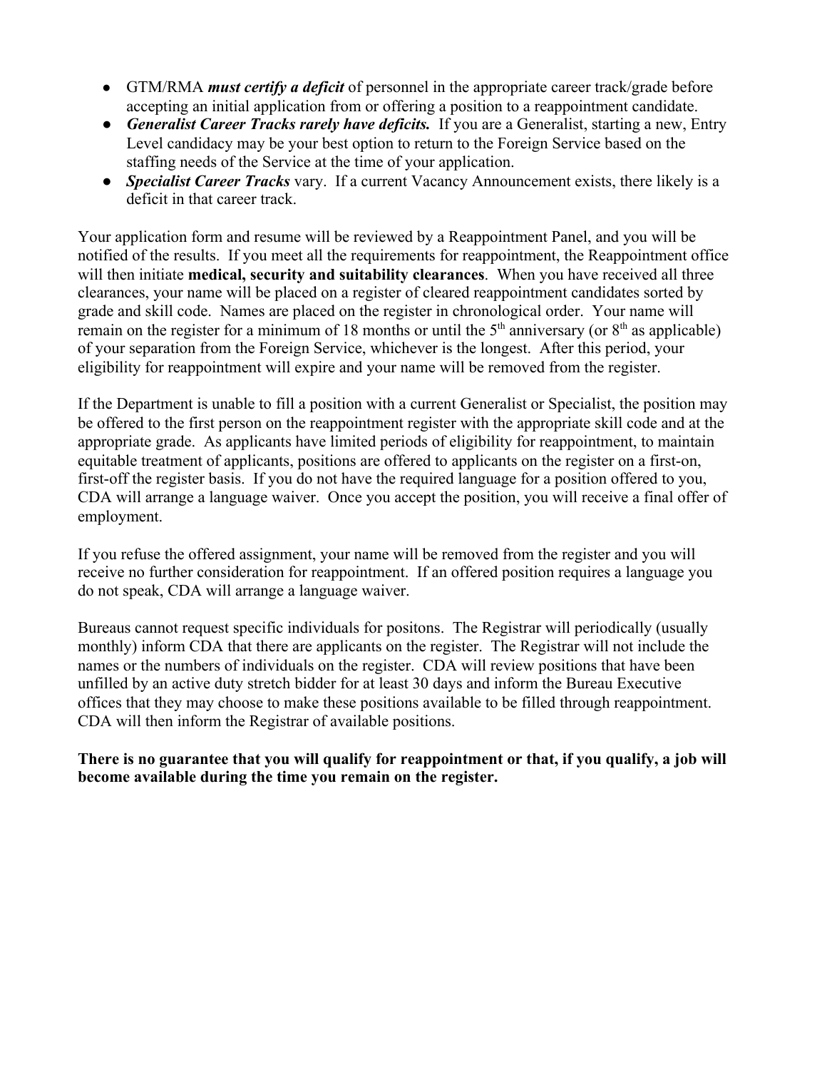- GTM/RMA ***must certify a deficit*** of personnel in the appropriate career track/grade before accepting an initial application from or offering a position to a reappointment candidate.
- ***Generalist Career Tracks rarely have deficits.*** If you are a Generalist, starting a new, Entry Level candidacy may be your best option to return to the Foreign Service based on the staffing needs of the Service at the time of your application.
- ***Specialist Career Tracks*** vary. If a current Vacancy Announcement exists, there likely is a deficit in that career track.

Your application form and resume will be reviewed by a Reappointment Panel, and you will be notified of the results. If you meet all the requirements for reappointment, the Reappointment office will then initiate **medical, security and suitability clearances**. When you have received all three clearances, your name will be placed on a register of cleared reappointment candidates sorted by grade and skill code. Names are placed on the register in chronological order. Your name will remain on the register for a minimum of 18 months or until the 5th anniversary (or 8th as applicable) of your separation from the Foreign Service, whichever is the longest. After this period, your eligibility for reappointment will expire and your name will be removed from the register.

If the Department is unable to fill a position with a current Generalist or Specialist, the position may be offered to the first person on the reappointment register with the appropriate skill code and at the appropriate grade. As applicants have limited periods of eligibility for reappointment, to maintain equitable treatment of applicants, positions are offered to applicants on the register on a first-on, first-off the register basis. If you do not have the required language for a position offered to you, CDA will arrange a language waiver. Once you accept the position, you will receive a final offer of employment.

If you refuse the offered assignment, your name will be removed from the register and you will receive no further consideration for reappointment. If an offered position requires a language you do not speak, CDA will arrange a language waiver.

Bureaus cannot request specific individuals for positons. The Registrar will periodically (usually monthly) inform CDA that there are applicants on the register. The Registrar will not include the names or the numbers of individuals on the register. CDA will review positions that have been unfilled by an active duty stretch bidder for at least 30 days and inform the Bureau Executive offices that they may choose to make these positions available to be filled through reappointment. CDA will then inform the Registrar of available positions.

**There is no guarantee that you will qualify for reappointment or that, if you qualify, a job will become available during the time you remain on the register.**